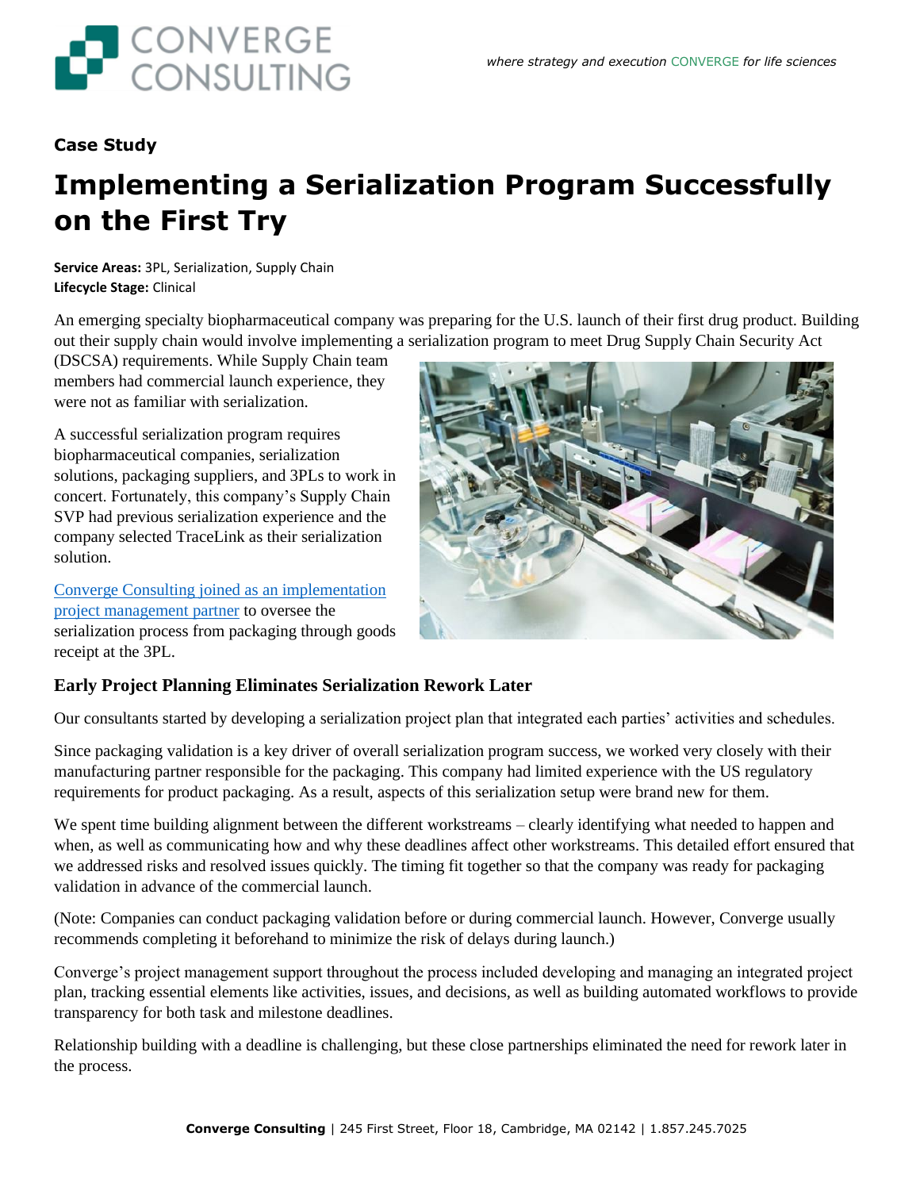**Case Study**

# Implementing a Serialization Program Successfully on the First Try

**Service Areas:** 3PL, Serialization, Supply Chain
**Lifecycle Stage:** Clinical

An emerging specialty biopharmaceutical company was preparing for the U.S. launch of their first drug product. Building out their supply chain would involve implementing a serialization program to meet Drug Supply Chain Security Act (DSCSA) requirements. While Supply Chain team members had commercial launch experience, they were not as familiar with serialization.

A successful serialization program requires biopharmaceutical companies, serialization solutions, packaging suppliers, and 3PLs to work in concert. Fortunately, this company's Supply Chain SVP had previous serialization experience and the company selected TraceLink as their serialization solution.

Converge Consulting joined as an implementation project management partner to oversee the serialization process from packaging through goods receipt at the 3PL.

## Early Project Planning Eliminates Serialization Rework Later

Our consultants started by developing a serialization project plan that integrated each parties' activities and schedules.

Since packaging validation is a key driver of overall serialization program success, we worked very closely with their manufacturing partner responsible for the packaging. This company had limited experience with the US regulatory requirements for product packaging. As a result, aspects of this serialization setup were brand new for them.

We spent time building alignment between the different workstreams – clearly identifying what needed to happen and when, as well as communicating how and why these deadlines affect other workstreams. This detailed effort ensured that we addressed risks and resolved issues quickly. The timing fit together so that the company was ready for packaging validation in advance of the commercial launch.

(Note: Companies can conduct packaging validation before or during commercial launch. However, Converge usually recommends completing it beforehand to minimize the risk of delays during launch.)

Converge's project management support throughout the process included developing and managing an integrated project plan, tracking essential elements like activities, issues, and decisions, as well as building automated workflows to provide transparency for both task and milestone deadlines.

Relationship building with a deadline is challenging, but these close partnerships eliminated the need for rework later in the process.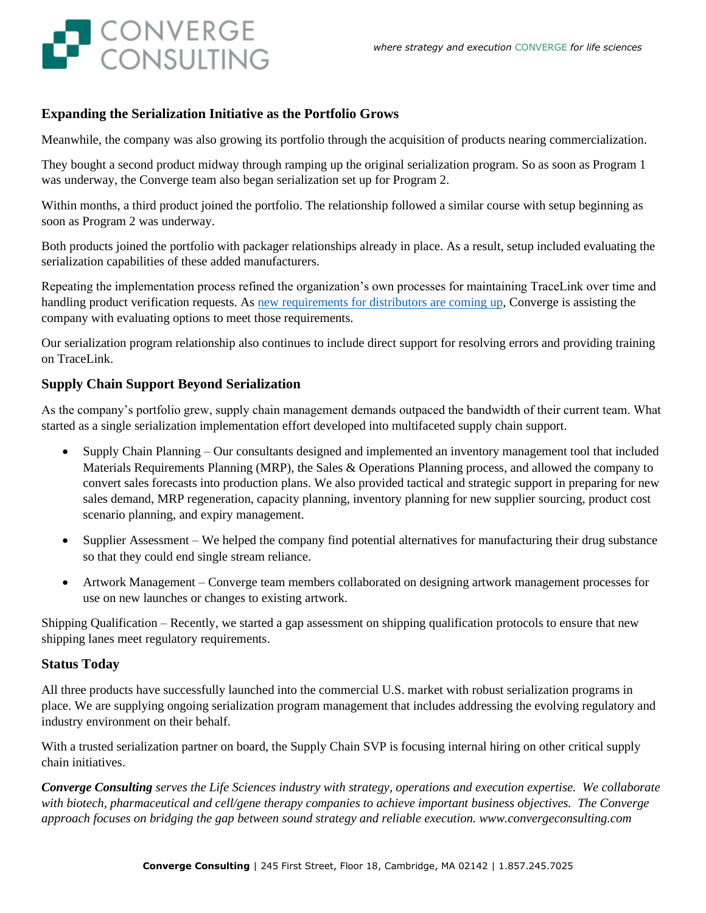## Expanding the Serialization Initiative as the Portfolio Grows

Meanwhile, the company was also growing its portfolio through the acquisition of products nearing commercialization.

They bought a second product midway through ramping up the original serialization program. So as soon as Program 1 was underway, the Converge team also began serialization set up for Program 2.

Within months, a third product joined the portfolio. The relationship followed a similar course with setup beginning as soon as Program 2 was underway.

Both products joined the portfolio with packager relationships already in place. As a result, setup included evaluating the serialization capabilities of these added manufacturers.

Repeating the implementation process refined the organization's own processes for maintaining TraceLink over time and handling product verification requests. As new requirements for distributors are coming up, Converge is assisting the company with evaluating options to meet those requirements.

Our serialization program relationship also continues to include direct support for resolving errors and providing training on TraceLink.

## Supply Chain Support Beyond Serialization

As the company's portfolio grew, supply chain management demands outpaced the bandwidth of their current team. What started as a single serialization implementation effort developed into multifaceted supply chain support.

- Supply Chain Planning – Our consultants designed and implemented an inventory management tool that included Materials Requirements Planning (MRP), the Sales & Operations Planning process, and allowed the company to convert sales forecasts into production plans. We also provided tactical and strategic support in preparing for new sales demand, MRP regeneration, capacity planning, inventory planning for new supplier sourcing, product cost scenario planning, and expiry management.
- Supplier Assessment – We helped the company find potential alternatives for manufacturing their drug substance so that they could end single stream reliance.
- Artwork Management – Converge team members collaborated on designing artwork management processes for use on new launches or changes to existing artwork.

Shipping Qualification – Recently, we started a gap assessment on shipping qualification protocols to ensure that new shipping lanes meet regulatory requirements.

## Status Today

All three products have successfully launched into the commercial U.S. market with robust serialization programs in place. We are supplying ongoing serialization program management that includes addressing the evolving regulatory and industry environment on their behalf.

With a trusted serialization partner on board, the Supply Chain SVP is focusing internal hiring on other critical supply chain initiatives.

***Converge Consulting** serves the Life Sciences industry with strategy, operations and execution expertise. We collaborate with biotech, pharmaceutical and cell/gene therapy companies to achieve important business objectives. The Converge approach focuses on bridging the gap between sound strategy and reliable execution. www.convergeconsulting.com*